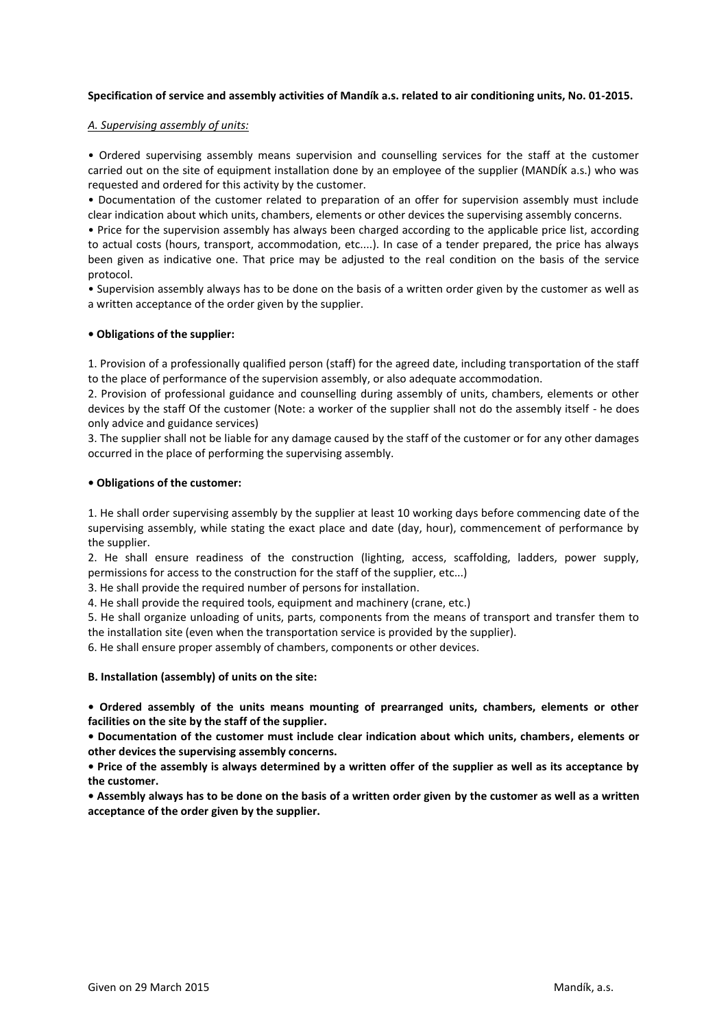**Specification of service and assembly activities of Mandík a.s. related to air conditioning units, No. 01-2015.**

*A. Supervising assembly of units:*

• Ordered supervising assembly means supervision and counselling services for the staff at the customer carried out on the site of equipment installation done by an employee of the supplier (MANDÍK a.s.) who was requested and ordered for this activity by the customer.

• Documentation of the customer related to preparation of an offer for supervision assembly must include clear indication about which units, chambers, elements or other devices the supervising assembly concerns.

• Price for the supervision assembly has always been charged according to the applicable price list, according to actual costs (hours, transport, accommodation, etc....). In case of a tender prepared, the price has always been given as indicative one. That price may be adjusted to the real condition on the basis of the service protocol.

• Supervision assembly always has to be done on the basis of a written order given by the customer as well as a written acceptance of the order given by the supplier.

**• Obligations of the supplier:**

1. Provision of a professionally qualified person (staff) for the agreed date, including transportation of the staff to the place of performance of the supervision assembly, or also adequate accommodation.
2. Provision of professional guidance and counselling during assembly of units, chambers, elements or other devices by the staff Of the customer (Note: a worker of the supplier shall not do the assembly itself - he does only advice and guidance services)
3. The supplier shall not be liable for any damage caused by the staff of the customer or for any other damages occurred in the place of performing the supervising assembly.

**• Obligations of the customer:**

1. He shall order supervising assembly by the supplier at least 10 working days before commencing date of the supervising assembly, while stating the exact place and date (day, hour), commencement of performance by the supplier.
2. He shall ensure readiness of the construction (lighting, access, scaffolding, ladders, power supply, permissions for access to the construction for the staff of the supplier, etc...)
3. He shall provide the required number of persons for installation.
4. He shall provide the required tools, equipment and machinery (crane, etc.)
5. He shall organize unloading of units, parts, components from the means of transport and transfer them to the installation site (even when the transportation service is provided by the supplier).
6. He shall ensure proper assembly of chambers, components or other devices.

**B. Installation (assembly) of units on the site:**

**• Ordered assembly of the units means mounting of prearranged units, chambers, elements or other facilities on the site by the staff of the supplier.**

**• Documentation of the customer must include clear indication about which units, chambers, elements or other devices the supervising assembly concerns.**

**• Price of the assembly is always determined by a written offer of the supplier as well as its acceptance by the customer.**

**• Assembly always has to be done on the basis of a written order given by the customer as well as a written acceptance of the order given by the supplier.**

Given on 29 March 2015 Mandík, a.s.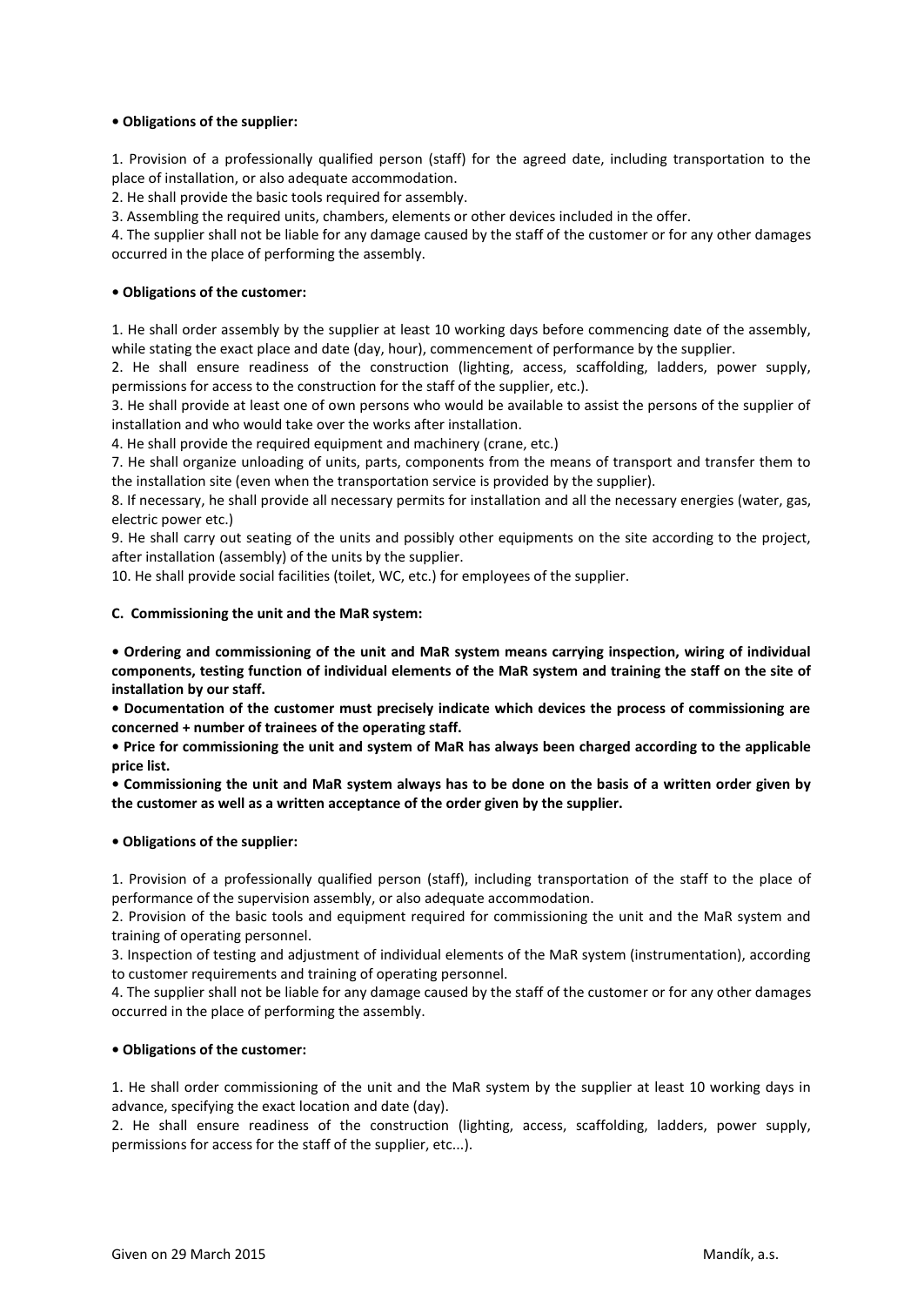**• Obligations of the supplier:**

1. Provision of a professionally qualified person (staff) for the agreed date, including transportation to the place of installation, or also adequate accommodation.
2. He shall provide the basic tools required for assembly.
3. Assembling the required units, chambers, elements or other devices included in the offer.
4. The supplier shall not be liable for any damage caused by the staff of the customer or for any other damages occurred in the place of performing the assembly.

**• Obligations of the customer:**

1. He shall order assembly by the supplier at least 10 working days before commencing date of the assembly, while stating the exact place and date (day, hour), commencement of performance by the supplier.
2. He shall ensure readiness of the construction (lighting, access, scaffolding, ladders, power supply, permissions for access to the construction for the staff of the supplier, etc.).
3. He shall provide at least one of own persons who would be available to assist the persons of the supplier of installation and who would take over the works after installation.
4. He shall provide the required equipment and machinery (crane, etc.)
7. He shall organize unloading of units, parts, components from the means of transport and transfer them to the installation site (even when the transportation service is provided by the supplier).
8. If necessary, he shall provide all necessary permits for installation and all the necessary energies (water, gas, electric power etc.)
9. He shall carry out seating of the units and possibly other equipments on the site according to the project, after installation (assembly) of the units by the supplier.
10. He shall provide social facilities (toilet, WC, etc.) for employees of the supplier.

**C. Commissioning the unit and the MaR system:**

**• Ordering and commissioning of the unit and MaR system means carrying inspection, wiring of individual components, testing function of individual elements of the MaR system and training the staff on the site of installation by our staff.**

**• Documentation of the customer must precisely indicate which devices the process of commissioning are concerned + number of trainees of the operating staff.**

**• Price for commissioning the unit and system of MaR has always been charged according to the applicable price list.**

**• Commissioning the unit and MaR system always has to be done on the basis of a written order given by the customer as well as a written acceptance of the order given by the supplier.**

**• Obligations of the supplier:**

1. Provision of a professionally qualified person (staff), including transportation of the staff to the place of performance of the supervision assembly, or also adequate accommodation.
2. Provision of the basic tools and equipment required for commissioning the unit and the MaR system and training of operating personnel.
3. Inspection of testing and adjustment of individual elements of the MaR system (instrumentation), according to customer requirements and training of operating personnel.
4. The supplier shall not be liable for any damage caused by the staff of the customer or for any other damages occurred in the place of performing the assembly.

**• Obligations of the customer:**

1. He shall order commissioning of the unit and the MaR system by the supplier at least 10 working days in advance, specifying the exact location and date (day).
2. He shall ensure readiness of the construction (lighting, access, scaffolding, ladders, power supply, permissions for access for the staff of the supplier, etc...).

Given on 29 March 2015 Mandík, a.s.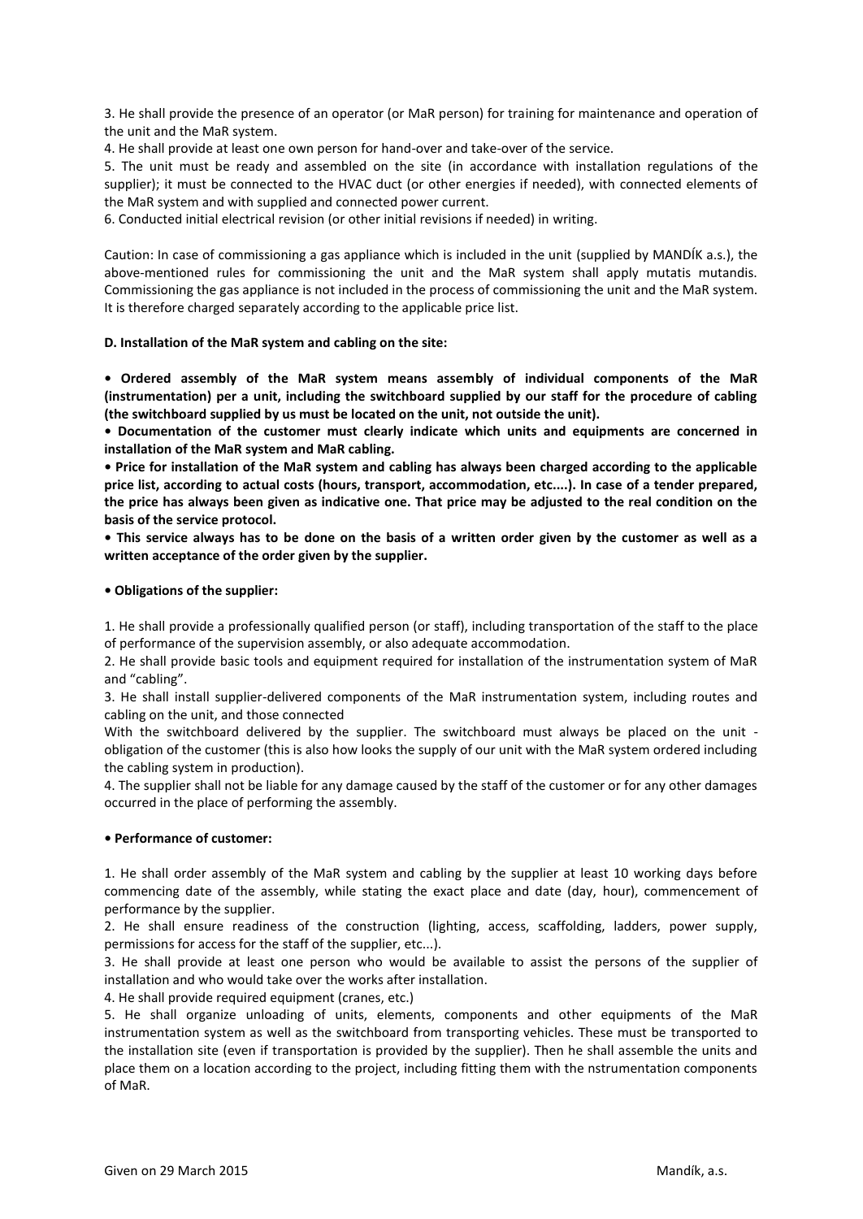3. He shall provide the presence of an operator (or MaR person) for training for maintenance and operation of the unit and the MaR system.

4. He shall provide at least one own person for hand-over and take-over of the service.

5. The unit must be ready and assembled on the site (in accordance with installation regulations of the supplier); it must be connected to the HVAC duct (or other energies if needed), with connected elements of the MaR system and with supplied and connected power current.

6. Conducted initial electrical revision (or other initial revisions if needed) in writing.

Caution: In case of commissioning a gas appliance which is included in the unit (supplied by MANDÍK a.s.), the above-mentioned rules for commissioning the unit and the MaR system shall apply mutatis mutandis. Commissioning the gas appliance is not included in the process of commissioning the unit and the MaR system. It is therefore charged separately according to the applicable price list.

**D. Installation of the MaR system and cabling on the site:**

**• Ordered assembly of the MaR system means assembly of individual components of the MaR (instrumentation) per a unit, including the switchboard supplied by our staff for the procedure of cabling (the switchboard supplied by us must be located on the unit, not outside the unit).**

**• Documentation of the customer must clearly indicate which units and equipments are concerned in installation of the MaR system and MaR cabling.**

**• Price for installation of the MaR system and cabling has always been charged according to the applicable price list, according to actual costs (hours, transport, accommodation, etc....). In case of a tender prepared, the price has always been given as indicative one. That price may be adjusted to the real condition on the basis of the service protocol.**

**• This service always has to be done on the basis of a written order given by the customer as well as a written acceptance of the order given by the supplier.**

**• Obligations of the supplier:**

1. He shall provide a professionally qualified person (or staff), including transportation of the staff to the place of performance of the supervision assembly, or also adequate accommodation.

2. He shall provide basic tools and equipment required for installation of the instrumentation system of MaR and "cabling".

3. He shall install supplier-delivered components of the MaR instrumentation system, including routes and cabling on the unit, and those connected

With the switchboard delivered by the supplier. The switchboard must always be placed on the unit - obligation of the customer (this is also how looks the supply of our unit with the MaR system ordered including the cabling system in production).

4. The supplier shall not be liable for any damage caused by the staff of the customer or for any other damages occurred in the place of performing the assembly.

**• Performance of customer:**

1. He shall order assembly of the MaR system and cabling by the supplier at least 10 working days before commencing date of the assembly, while stating the exact place and date (day, hour), commencement of performance by the supplier.

2. He shall ensure readiness of the construction (lighting, access, scaffolding, ladders, power supply, permissions for access for the staff of the supplier, etc...).

3. He shall provide at least one person who would be available to assist the persons of the supplier of installation and who would take over the works after installation.

4. He shall provide required equipment (cranes, etc.)

5. He shall organize unloading of units, elements, components and other equipments of the MaR instrumentation system as well as the switchboard from transporting vehicles. These must be transported to the installation site (even if transportation is provided by the supplier). Then he shall assemble the units and place them on a location according to the project, including fitting them with the nstrumentation components of MaR.

Given on 29 March 2015 Mandík, a.s.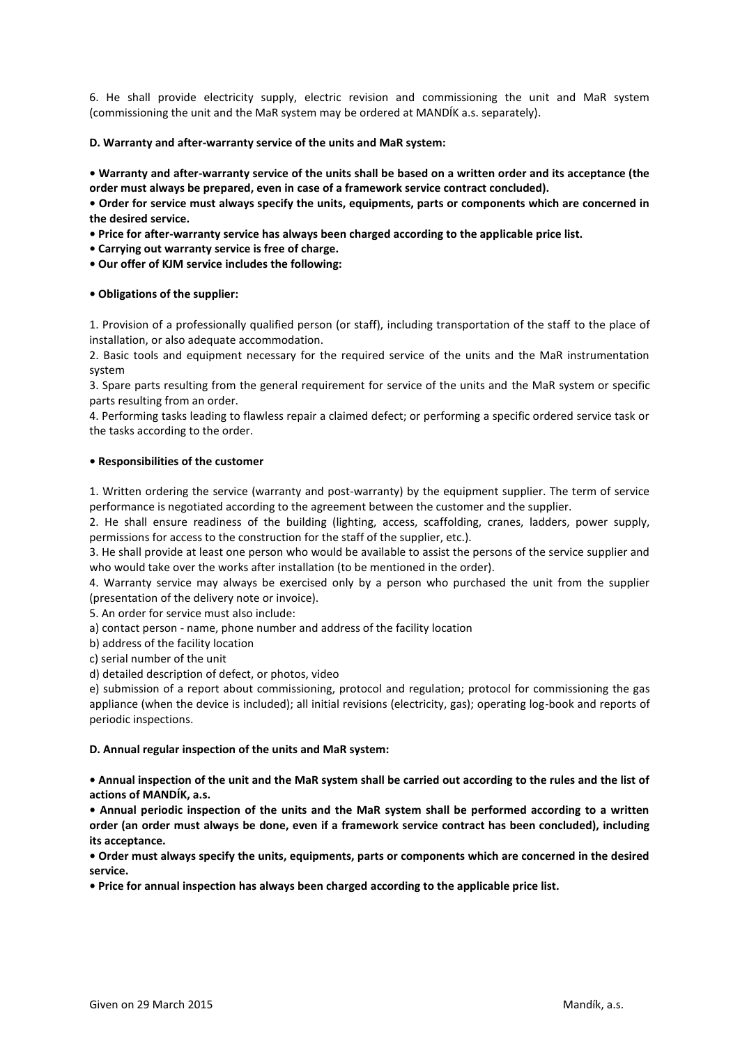6. He shall provide electricity supply, electric revision and commissioning the unit and MaR system (commissioning the unit and the MaR system may be ordered at MANDÍK a.s. separately).

**D. Warranty and after-warranty service of the units and MaR system:**

**• Warranty and after-warranty service of the units shall be based on a written order and its acceptance (the order must always be prepared, even in case of a framework service contract concluded).**

**• Order for service must always specify the units, equipments, parts or components which are concerned in the desired service.**

**• Price for after-warranty service has always been charged according to the applicable price list.**

**• Carrying out warranty service is free of charge.**

**• Our offer of KJM service includes the following:**

**• Obligations of the supplier:**

1. Provision of a professionally qualified person (or staff), including transportation of the staff to the place of installation, or also adequate accommodation.
2. Basic tools and equipment necessary for the required service of the units and the MaR instrumentation system
3. Spare parts resulting from the general requirement for service of the units and the MaR system or specific parts resulting from an order.
4. Performing tasks leading to flawless repair a claimed defect; or performing a specific ordered service task or the tasks according to the order.

**• Responsibilities of the customer**

1. Written ordering the service (warranty and post-warranty) by the equipment supplier. The term of service performance is negotiated according to the agreement between the customer and the supplier.
2. He shall ensure readiness of the building (lighting, access, scaffolding, cranes, ladders, power supply, permissions for access to the construction for the staff of the supplier, etc.).
3. He shall provide at least one person who would be available to assist the persons of the service supplier and who would take over the works after installation (to be mentioned in the order).
4. Warranty service may always be exercised only by a person who purchased the unit from the supplier (presentation of the delivery note or invoice).
5. An order for service must also include:

a) contact person - name, phone number and address of the facility location
b) address of the facility location
c) serial number of the unit
d) detailed description of defect, or photos, video
e) submission of a report about commissioning, protocol and regulation; protocol for commissioning the gas appliance (when the device is included); all initial revisions (electricity, gas); operating log-book and reports of periodic inspections.

**D. Annual regular inspection of the units and MaR system:**

**• Annual inspection of the unit and the MaR system shall be carried out according to the rules and the list of actions of MANDÍK, a.s.**

**• Annual periodic inspection of the units and the MaR system shall be performed according to a written order (an order must always be done, even if a framework service contract has been concluded), including its acceptance.**

**• Order must always specify the units, equipments, parts or components which are concerned in the desired service.**

**• Price for annual inspection has always been charged according to the applicable price list.**

Given on 29 March 2015 Mandík, a.s.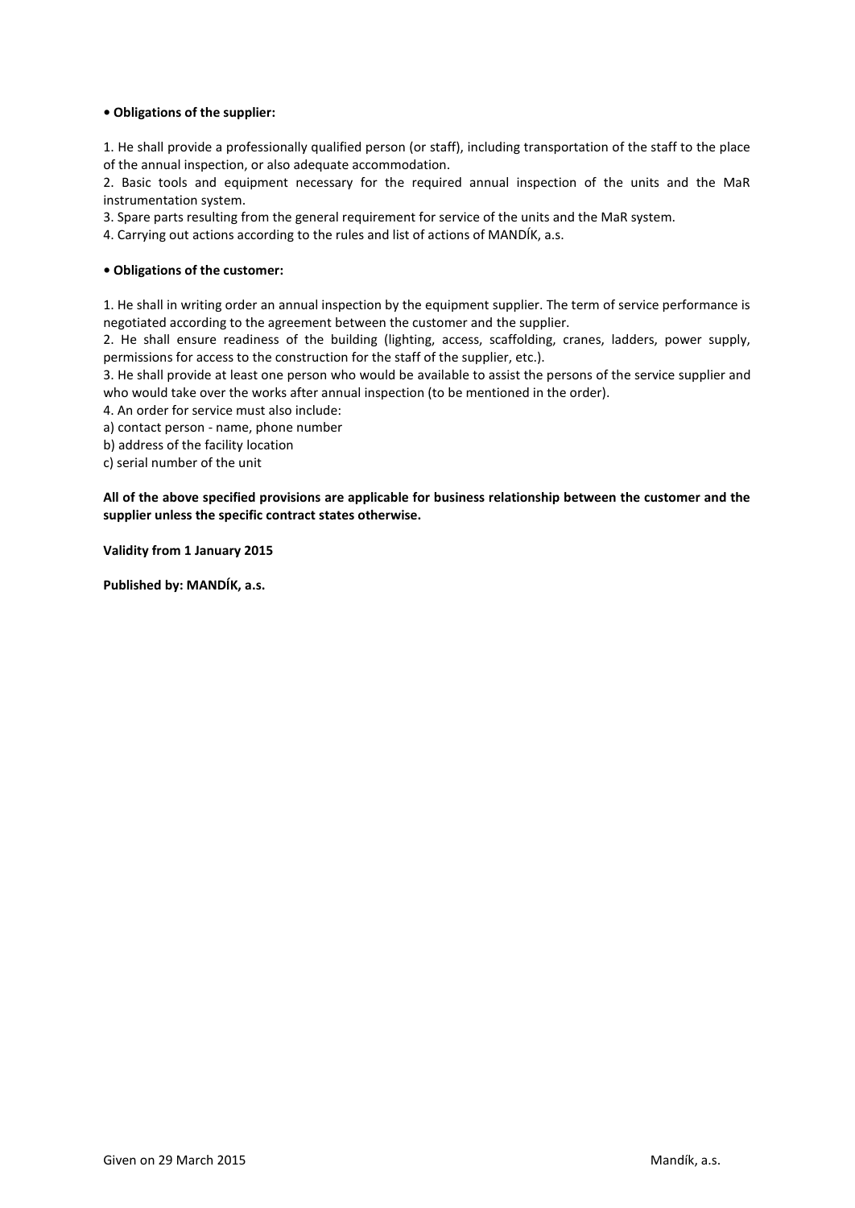**• Obligations of the supplier:**

1. He shall provide a professionally qualified person (or staff), including transportation of the staff to the place of the annual inspection, or also adequate accommodation.
2. Basic tools and equipment necessary for the required annual inspection of the units and the MaR instrumentation system.
3. Spare parts resulting from the general requirement for service of the units and the MaR system.
4. Carrying out actions according to the rules and list of actions of MANDÍK, a.s.

**• Obligations of the customer:**

1. He shall in writing order an annual inspection by the equipment supplier. The term of service performance is negotiated according to the agreement between the customer and the supplier.
2. He shall ensure readiness of the building (lighting, access, scaffolding, cranes, ladders, power supply, permissions for access to the construction for the staff of the supplier, etc.).
3. He shall provide at least one person who would be available to assist the persons of the service supplier and who would take over the works after annual inspection (to be mentioned in the order).
4. An order for service must also include:

a) contact person - name, phone number

b) address of the facility location

c) serial number of the unit

**All of the above specified provisions are applicable for business relationship between the customer and the supplier unless the specific contract states otherwise.**

**Validity from 1 January 2015**

**Published by: MANDÍK, a.s.**

Given on 29 March 2015 Mandík, a.s.